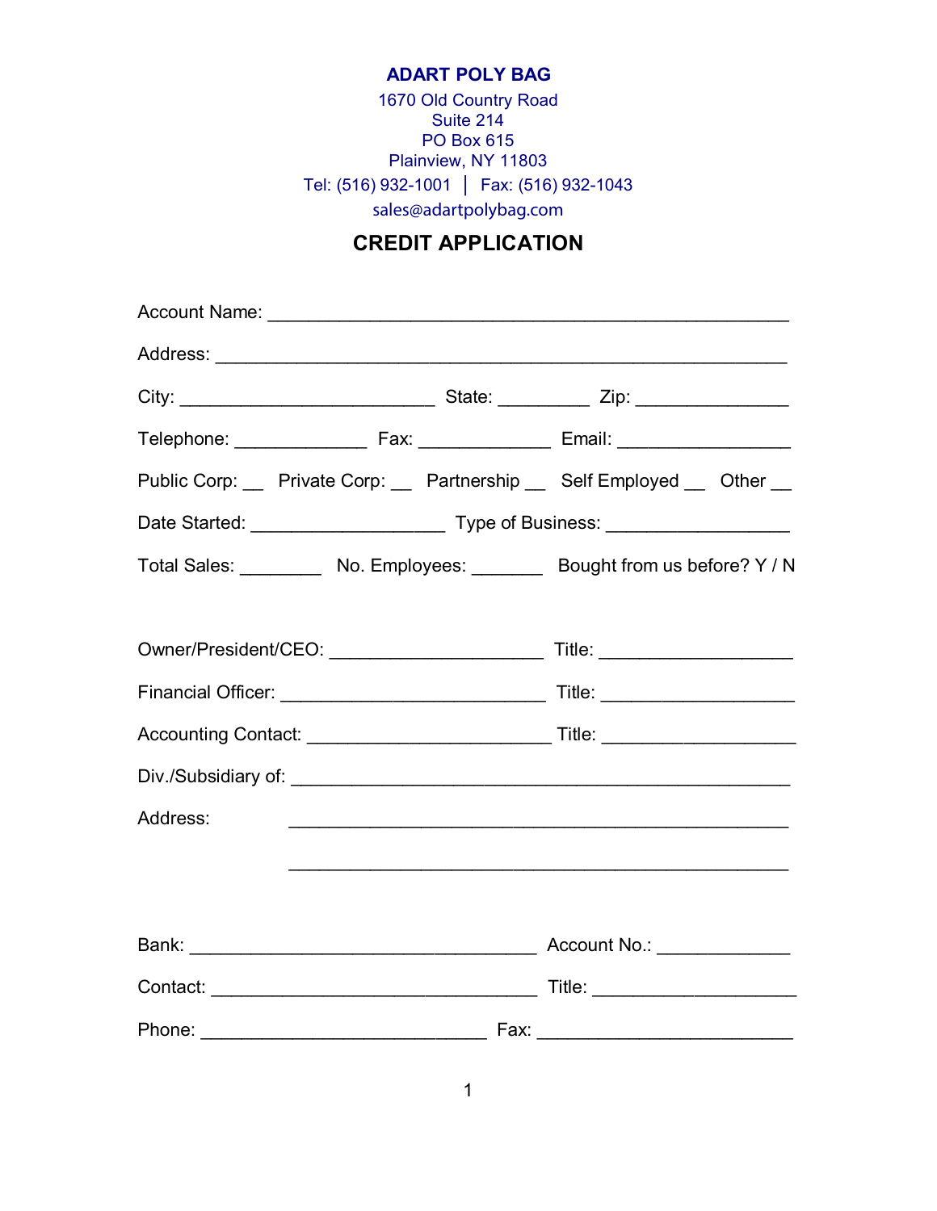**ADART POLY BAG**
1670 Old Country Road
Suite 214
PO Box 615
Plainview, NY 11803
Tel: (516) 932-1001 | Fax: (516) 932-1043
sales@adartpolybag.com

# CREDIT APPLICATION

Account Name: ______________________________________________________

Address: ___________________________________________________________

City: __________________________ State: _________ Zip: ________________

Telephone: ______________ Fax: ______________ Email: __________________

Public Corp: __ Private Corp: __ Partnership __ Self Employed __ Other __

Date Started: ____________________ Type of Business: ___________________

Total Sales: ________ No. Employees: _______ Bought from us before? Y / N

Owner/President/CEO: ______________________ Title: ____________________

Financial Officer: ___________________________ Title: ____________________

Accounting Contact: _________________________ Title: ____________________

Div./Subsidiary of: ____________________________________________________

Address: ___________________________________________________

___________________________________________________

Bank: ____________________________________ Account No.: ______________

Contact: __________________________________ Title: _____________________

Phone: _____________________________ Fax: __________________________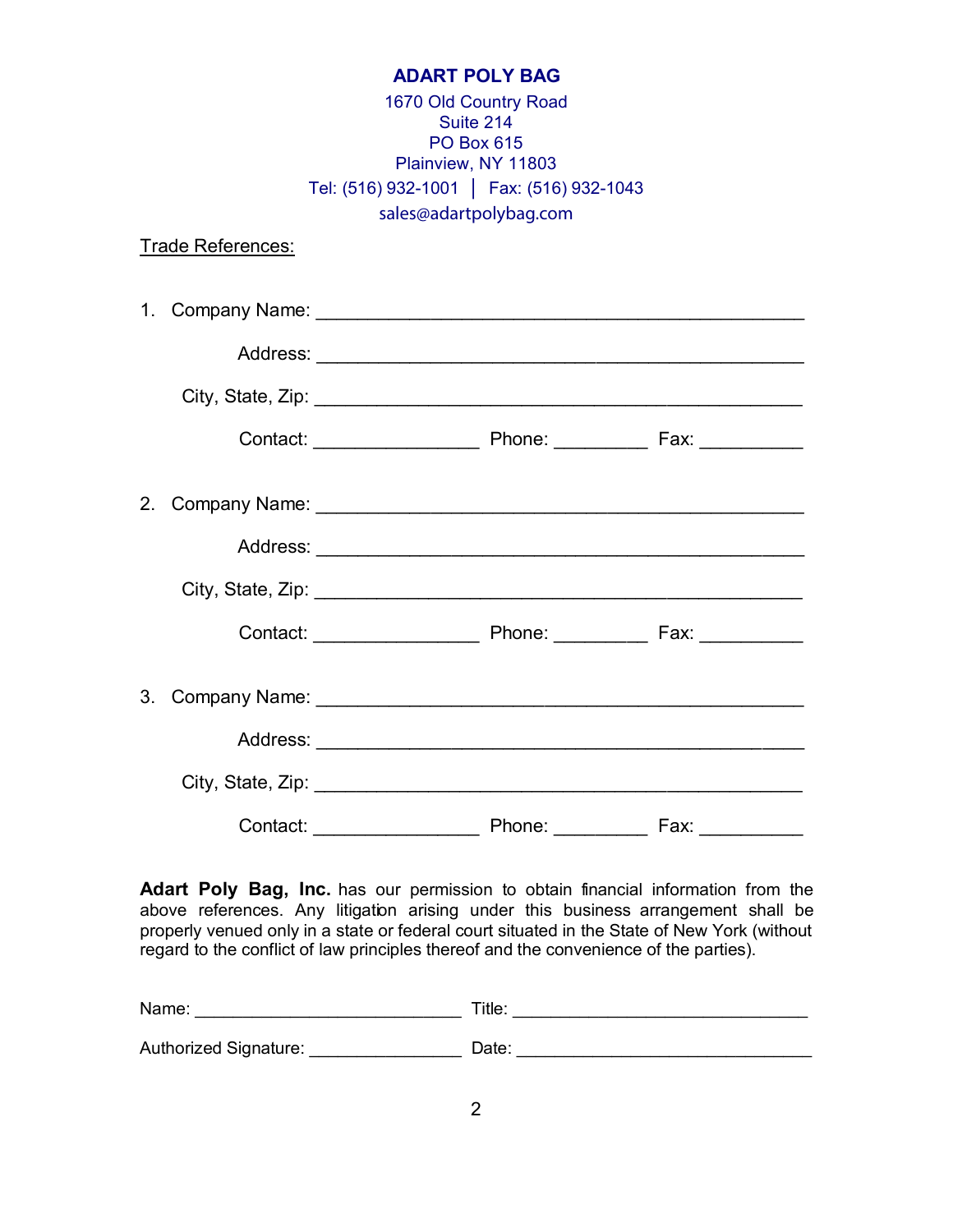**ADART POLY BAG**

1670 Old Country Road
Suite 214
PO Box 615
Plainview, NY 11803
Tel: (516) 932-1001 | Fax: (516) 932-1043
sales@adartpolybag.com

Trade References:

1. Company Name: ______________________________________________

   Address: ______________________________________________

   City, State, Zip: ______________________________________________

   Contact: ________________ Phone: _________ Fax: __________

2. Company Name: ______________________________________________

   Address: ______________________________________________

   City, State, Zip: ______________________________________________

   Contact: ________________ Phone: _________ Fax: __________

3. Company Name: ______________________________________________

   Address: ______________________________________________

   City, State, Zip: ______________________________________________

   Contact: ________________ Phone: _________ Fax: __________

**Adart Poly Bag, Inc.** has our permission to obtain financial information from the above references. Any litigation arising under this business arrangement shall be properly venued only in a state or federal court situated in the State of New York (without regard to the conflict of law principles thereof and the convenience of the parties).

Name: ___________________________ Title: ______________________________

Authorized Signature: _______________ Date: ______________________________